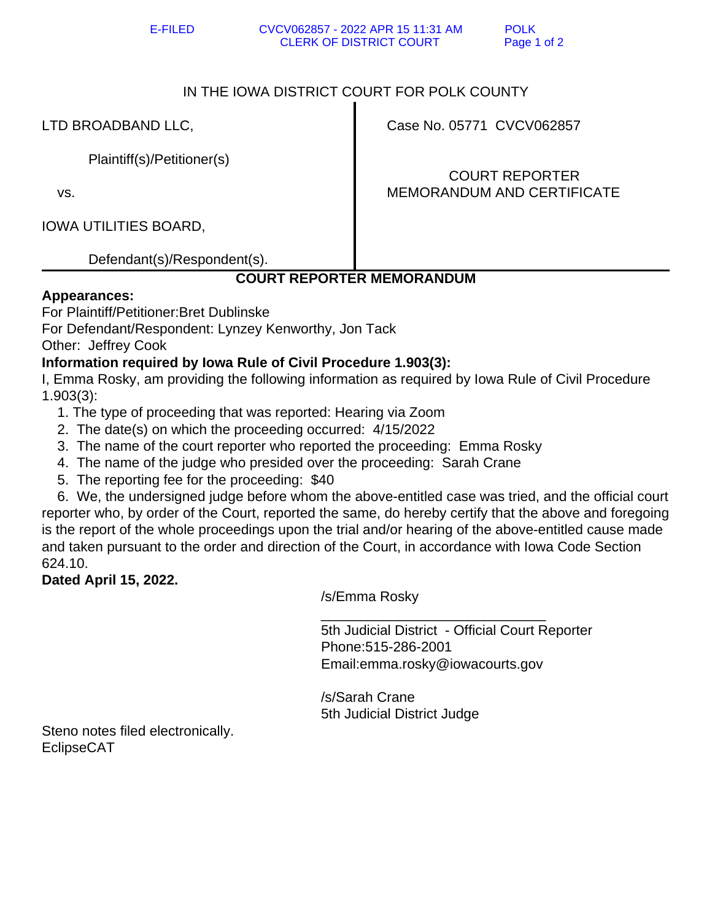IN THE IOWA DISTRICT COURT FOR POLK COUNTY

| | |
|---|---|
| LTD BROADBAND LLC,<br><br>Plaintiff(s)/Petitioner(s)<br><br>vs.<br><br>IOWA UTILITIES BOARD,<br><br>Defendant(s)/Respondent(s). | Case No. 05771 CVCV062857<br><br>COURT REPORTER MEMORANDUM AND CERTIFICATE |

## COURT REPORTER MEMORANDUM

**Appearances:**

For Plaintiff/Petitioner:Bret Dublinske
For Defendant/Respondent: Lynzey Kenworthy, Jon Tack
Other: Jeffrey Cook

**Information required by Iowa Rule of Civil Procedure 1.903(3):**

I, Emma Rosky, am providing the following information as required by Iowa Rule of Civil Procedure 1.903(3):

1. The type of proceeding that was reported: Hearing via Zoom
2. The date(s) on which the proceeding occurred: 4/15/2022
3. The name of the court reporter who reported the proceeding: Emma Rosky
4. The name of the judge who presided over the proceeding: Sarah Crane
5. The reporting fee for the proceeding: $40
6. We, the undersigned judge before whom the above-entitled case was tried, and the official court reporter who, by order of the Court, reported the same, do hereby certify that the above and foregoing is the report of the whole proceedings upon the trial and/or hearing of the above-entitled cause made and taken pursuant to the order and direction of the Court, in accordance with Iowa Code Section 624.10.

**Dated April 15, 2022.**

/s/Emma Rosky
______________________________
5th Judicial District - Official Court Reporter
Phone:515-286-2001
Email:emma.rosky@iowacourts.gov

/s/Sarah Crane
5th Judicial District Judge

Steno notes filed electronically.
EclipseCAT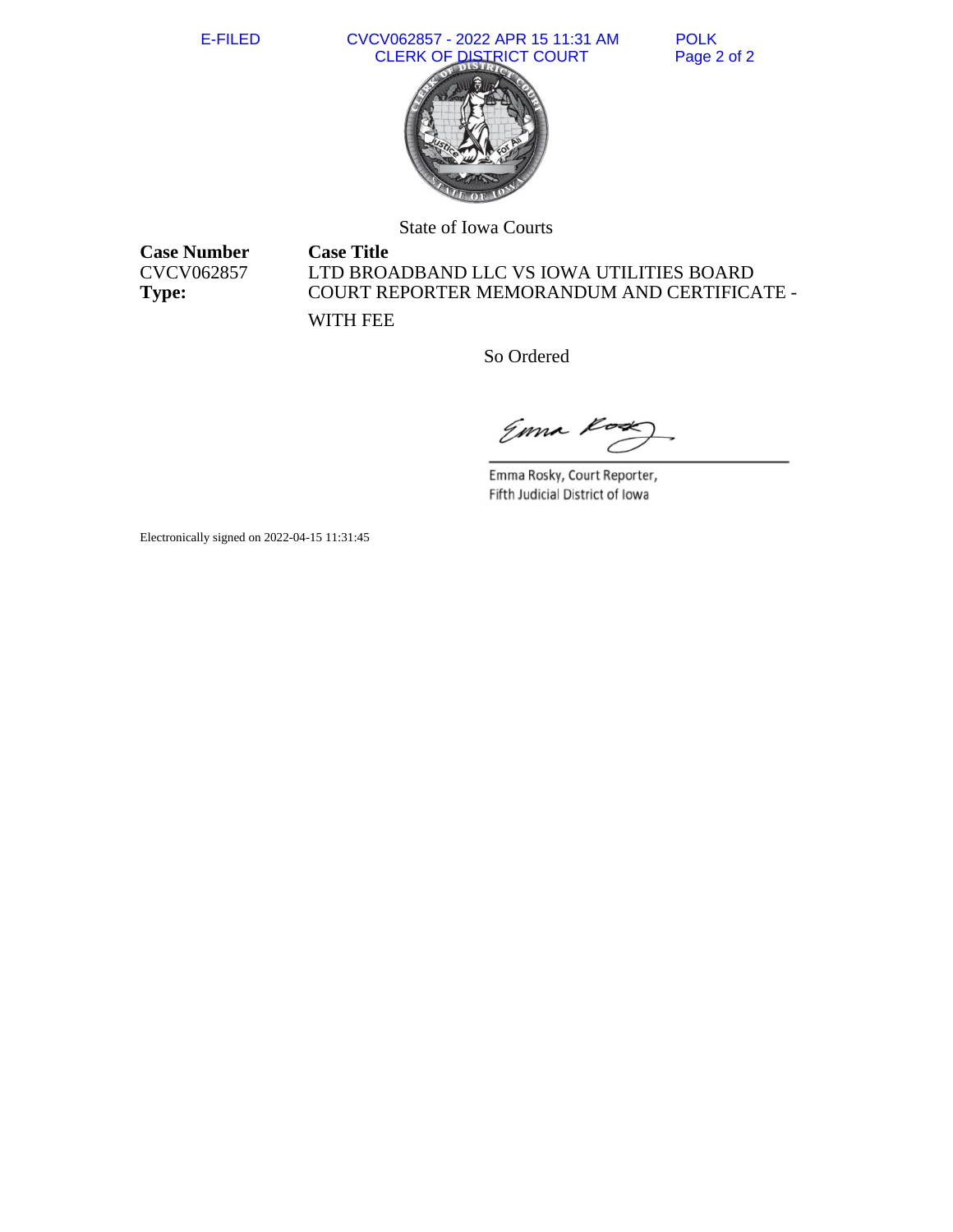State of Iowa Courts

| | |
|---|---|
| **Case Number** | **Case Title** |
| CVCV062857 | LTD BROADBAND LLC VS IOWA UTILITIES BOARD |
| **Type:** | COURT REPORTER MEMORANDUM AND CERTIFICATE - WITH FEE |

So Ordered

Emma Rosky, Court Reporter,
Fifth Judicial District of Iowa

Electronically signed on 2022-04-15 11:31:45